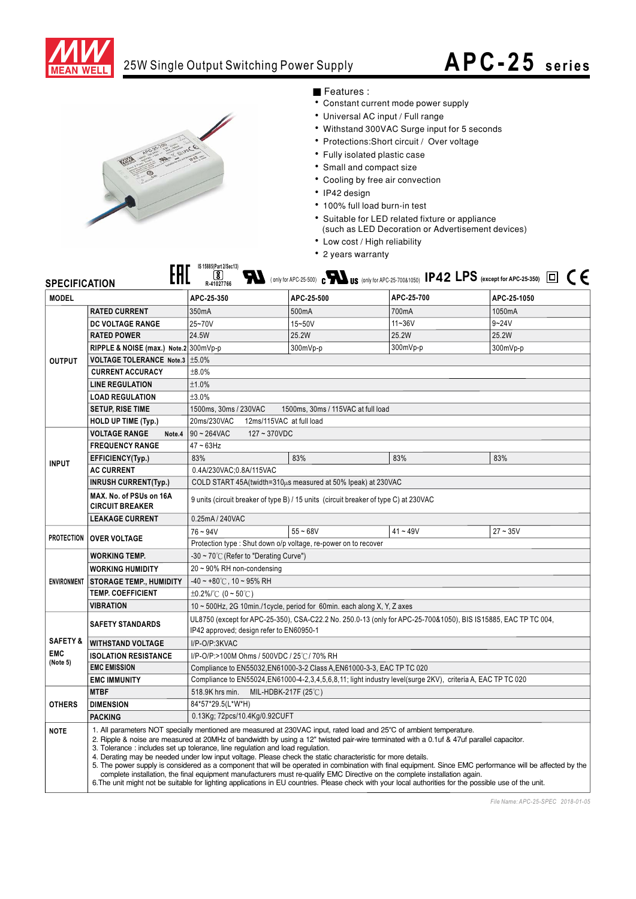# 25W Single Output Switching Power Supply

# APC-25 series

■ Features :

- Constant current mode power supply
- Universal AC input / Full range
- Withstand 300VAC Surge input for 5 seconds
- Protections:Short circuit / Over voltage
- Fully isolated plastic case
- Small and compact size
- Cooling by free air convection
- IP42 design
- 100% full load burn-in test
- Suitable for LED related fixture or appliance (such as LED Decoration or Advertisement devices)
- Low cost / High reliability
- 2 years warranty

## SPECIFICATION

IS 15885(Part 2/Sec13) R-41027766 ( only for APC-25-500) c US (only for APC-25-700&1050) IP42 LPS (except for APC-25-350)

| MODEL | | APC-25-350 | APC-25-500 | APC-25-700 | APC-25-1050 |
|---|---|---|---|---|---|
| OUTPUT | RATED CURRENT | 350mA | 500mA | 700mA | 1050mA |
| | DC VOLTAGE RANGE | 25~70V | 15~50V | 11~36V | 9~24V |
| | RATED POWER | 24.5W | 25.2W | 25.2W | 25.2W |
| | RIPPLE & NOISE (max.) Note.2 | 300mVp-p | 300mVp-p | 300mVp-p | 300mVp-p |
| | VOLTAGE TOLERANCE Note.3 | ±5.0% | | | |
| | CURRENT ACCURACY | ±8.0% | | | |
| | LINE REGULATION | ±1.0% | | | |
| | LOAD REGULATION | ±3.0% | | | |
| | SETUP, RISE TIME | 1500ms, 30ms / 230VAC 1500ms, 30ms / 115VAC at full load | | | |
| | HOLD UP TIME (Typ.) | 20ms/230VAC 12ms/115VAC at full load | | | |
| INPUT | VOLTAGE RANGE Note.4 | 90 ~ 264VAC 127 ~ 370VDC | | | |
| | FREQUENCY RANGE | 47 ~ 63Hz | | | |
| | EFFICIENCY(Typ.) | 83% | 83% | 83% | 83% |
| | AC CURRENT | 0.4A/230VAC;0.8A/115VAC | | | |
| | INRUSH CURRENT(Typ.) | COLD START 45A(twidth=310μs measured at 50% Ipeak) at 230VAC | | | |
| | MAX. No. of PSUs on 16A CIRCUIT BREAKER | 9 units (circuit breaker of type B) / 15 units (circuit breaker of type C) at 230VAC | | | |
| | LEAKAGE CURRENT | 0.25mA / 240VAC | | | |
| PROTECTION | OVER VOLTAGE | 76 ~ 94V | 55 ~ 68V | 41 ~ 49V | 27 ~ 35V |
| | | Protection type : Shut down o/p voltage, re-power on to recover | | | |
| ENVIRONMENT | WORKING TEMP. | -30 ~ 70℃ (Refer to "Derating Curve") | | | |
| | WORKING HUMIDITY | 20 ~ 90% RH non-condensing | | | |
| | STORAGE TEMP., HUMIDITY | -40 ~ +80℃, 10 ~ 95% RH | | | |
| | TEMP. COEFFICIENT | ±0.2%/℃ (0 ~ 50℃) | | | |
| | VIBRATION | 10 ~ 500Hz, 2G 10min./1cycle, period for 60min. each along X, Y, Z axes | | | |
| SAFETY & EMC (Note 5) | SAFETY STANDARDS | UL8750 (except for APC-25-350), CSA-C22.2 No. 250.0-13 (only for APC-25-700&1050), BIS IS15885, EAC TP TC 004, IP42 approved; design refer to EN60950-1 | | | |
| | WITHSTAND VOLTAGE | I/P-O/P:3KVAC | | | |
| | ISOLATION RESISTANCE | I/P-O/P:>100M Ohms / 500VDC / 25℃/ 70% RH | | | |
| | EMC EMISSION | Compliance to EN55032,EN61000-3-2 Class A,EN61000-3-3, EAC TP TC 020 | | | |
| | EMC IMMUNITY | Compliance to EN55024,EN61000-4-2,3,4,5,6,8,11; light industry level(surge 2KV), criteria A, EAC TP TC 020 | | | |
| OTHERS | MTBF | 518.9K hrs min. MIL-HDBK-217F (25℃) | | | |
| | DIMENSION | 84*57*29.5(L*W*H) | | | |
| | PACKING | 0.13Kg; 72pcs/10.4Kg/0.92CUFT | | | |

**NOTE**

1. All parameters NOT specially mentioned are measured at 230VAC input, rated load and 25℃ of ambient temperature.
2. Ripple & noise are measured at 20MHz of bandwidth by using a 12" twisted pair-wire terminated with a 0.1uf & 47uf parallel capacitor.
3. Tolerance : includes set up tolerance, line regulation and load regulation.
4. Derating may be needed under low input voltage. Please check the static characteristic for more details.
5. The power supply is considered as a component that will be operated in combination with final equipment. Since EMC performance will be affected by the complete installation, the final equipment manufacturers must re-qualify EMC Directive on the complete installation again.
6. The unit might not be suitable for lighting applications in EU countries. Please check with your local authorities for the possible use of the unit.

*File Name: APC-25-SPEC 2018-01-05*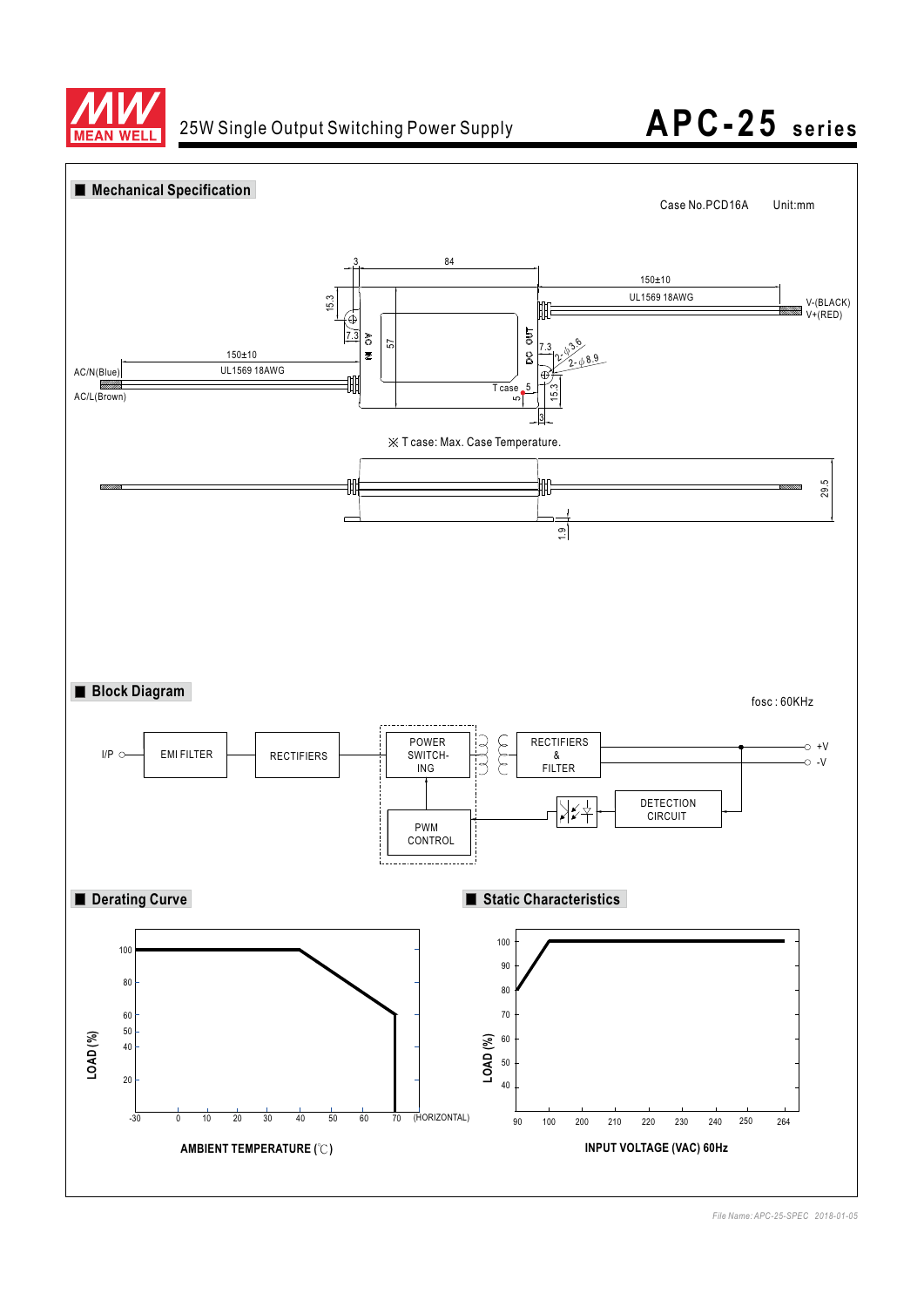## Mechanical Specification

Case No.PCD16A Unit:mm

3
84
150±10
UL1569 18AWG
V-(BLACK)
V+(RED)
15.3
7.3
AC IN
57
DC OUT
7.3
2-φ3.6
2-φ8.9
150±10
UL1569 18AWG
AC/N(Blue)
AC/L(Brown)
T case
5
5
15.3
3

※ T case: Max. Case Temperature.

29.5
1.9

## Block Diagram

fosc : 60KHz

I/P
EMI FILTER
RECTIFIERS
POWER SWITCH-ING
PWM CONTROL
RECTIFIERS & FILTER
DETECTION CIRCUIT
+V
-V

## Derating Curve

LOAD (%)
100
80
60
50
40
20
-30 0 10 20 30 40 50 60 70 (HORIZONTAL)
AMBIENT TEMPERATURE (℃)

## Static Characteristics

LOAD (%)
100
90
80
70
60
50
40
90 100 200 210 220 230 240 250 264
INPUT VOLTAGE (VAC) 60Hz